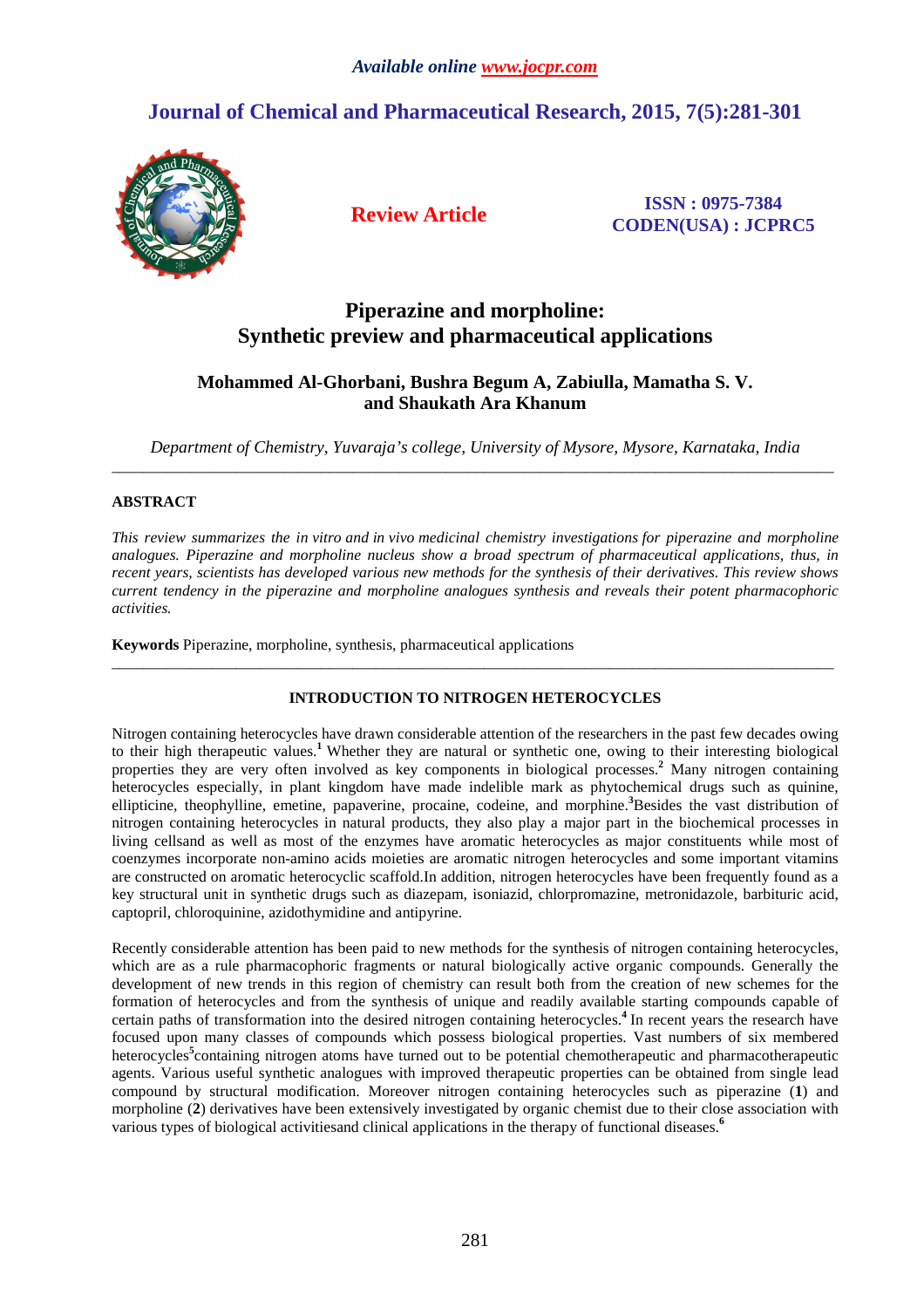*Available online www.jocpr.com*

# Journal of Chemical and Pharmaceutical Research, 2015, 7(5):281-301

**Review Article**

**ISSN : 0975-7384**
**CODEN(USA) : JCPRC5**

# Piperazine and morpholine: Synthetic preview and pharmaceutical applications

**Mohammed Al-Ghorbani, Bushra Begum A, Zabiulla, Mamatha S. V. and Shaukath Ara Khanum**

*Department of Chemistry, Yuvaraja's college, University of Mysore, Mysore, Karnataka, India*

---

## ABSTRACT

*This review summarizes the in vitro and in vivo medicinal chemistry investigations for piperazine and morpholine analogues. Piperazine and morpholine nucleus show a broad spectrum of pharmaceutical applications, thus, in recent years, scientists has developed various new methods for the synthesis of their derivatives. This review shows current tendency in the piperazine and morpholine analogues synthesis and reveals their potent pharmacophoric activities.*

**Keywords** Piperazine, morpholine, synthesis, pharmaceutical applications

---

## INTRODUCTION TO NITROGEN HETEROCYCLES

Nitrogen containing heterocycles have drawn considerable attention of the researchers in the past few decades owing to their high therapeutic values.[1] Whether they are natural or synthetic one, owing to their interesting biological properties they are very often involved as key components in biological processes.[2] Many nitrogen containing heterocycles especially, in plant kingdom have made indelible mark as phytochemical drugs such as quinine, ellipticine, theophylline, emetine, papaverine, procaine, codeine, and morphine.[3]Besides the vast distribution of nitrogen containing heterocycles in natural products, they also play a major part in the biochemical processes in living cellsand as well as most of the enzymes have aromatic heterocycles as major constituents while most of coenzymes incorporate non-amino acids moieties are aromatic nitrogen heterocycles and some important vitamins are constructed on aromatic heterocyclic scaffold.In addition, nitrogen heterocycles have been frequently found as a key structural unit in synthetic drugs such as diazepam, isoniazid, chlorpromazine, metronidazole, barbituric acid, captopril, chloroquinine, azidothymidine and antipyrine.

Recently considerable attention has been paid to new methods for the synthesis of nitrogen containing heterocycles, which are as a rule pharmacophoric fragments or natural biologically active organic compounds. Generally the development of new trends in this region of chemistry can result both from the creation of new schemes for the formation of heterocycles and from the synthesis of unique and readily available starting compounds capable of certain paths of transformation into the desired nitrogen containing heterocycles.[4] In recent years the research have focused upon many classes of compounds which possess biological properties. Vast numbers of six membered heterocycles[5]containing nitrogen atoms have turned out to be potential chemotherapeutic and pharmacotherapeutic agents. Various useful synthetic analogues with improved therapeutic properties can be obtained from single lead compound by structural modification. Moreover nitrogen containing heterocycles such as piperazine (**1**) and morpholine (**2**) derivatives have been extensively investigated by organic chemist due to their close association with various types of biological activitiesand clinical applications in the therapy of functional diseases.[6]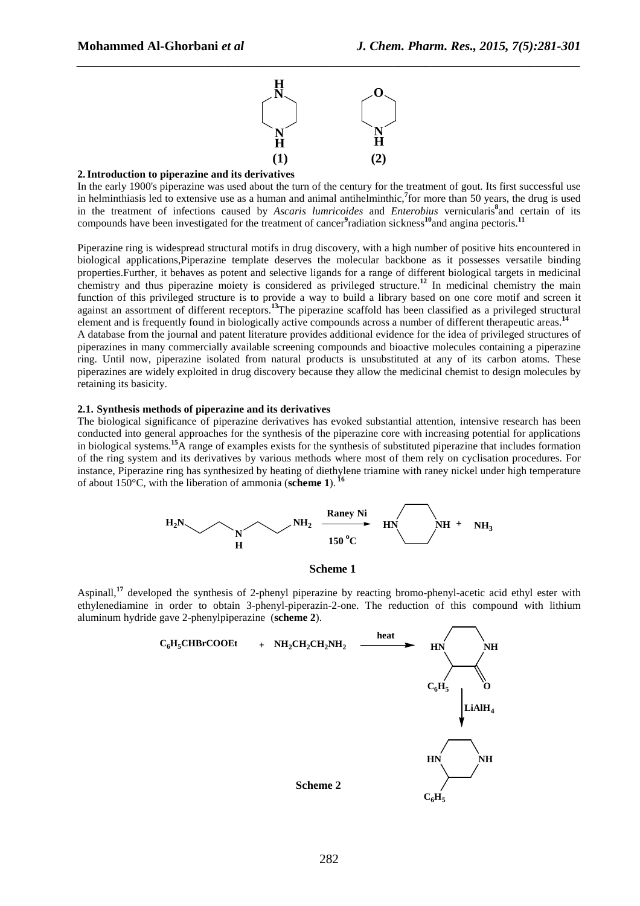(1) (2)

## 2. Introduction to piperazine and its derivatives

In the early 1900's piperazine was used about the turn of the century for the treatment of gout. Its first successful use in helminthiasis led to extensive use as a human and animal antihelminthic,[7]for more than 50 years, the drug is used in the treatment of infections caused by *Ascaris lumricoides* and *Enterobius* vernicularis[8]and certain of its compounds have been investigated for the treatment of cancer[9]radiation sickness[10]and angina pectoris.[11]

Piperazine ring is widespread structural motifs in drug discovery, with a high number of positive hits encountered in biological applications,Piperazine template deserves the molecular backbone as it possesses versatile binding properties.Further, it behaves as potent and selective ligands for a range of different biological targets in medicinal chemistry and thus piperazine moiety is considered as privileged structure.[12] In medicinal chemistry the main function of this privileged structure is to provide a way to build a library based on one core motif and screen it against an assortment of different receptors.[13]The piperazine scaffold has been classified as a privileged structural element and is frequently found in biologically active compounds across a number of different therapeutic areas.[14]
A database from the journal and patent literature provides additional evidence for the idea of privileged structures of piperazines in many commercially available screening compounds and bioactive molecules containing a piperazine ring. Until now, piperazine isolated from natural products is unsubstituted at any of its carbon atoms. These piperazines are widely exploited in drug discovery because they allow the medicinal chemist to design molecules by retaining its basicity.

### 2.1. Synthesis methods of piperazine and its derivatives

The biological significance of piperazine derivatives has evoked substantial attention, intensive research has been conducted into general approaches for the synthesis of the piperazine core with increasing potential for applications in biological systems.[15]A range of examples exists for the synthesis of substituted piperazine that includes formation of the ring system and its derivatives by various methods where most of them rely on cyclisation procedures. For instance, Piperazine ring has synthesized by heating of diethylene triamine with raney nickel under high temperature of about 150°C, with the liberation of ammonia (**scheme 1**). [16]

$H_2N$–$CH_2CH_2$–NH–$CH_2CH_2$–$NH_2$ → (Raney Ni, 150 °C) piperazine + $NH_3$

**Scheme 1**

Aspinall,[17] developed the synthesis of 2-phenyl piperazine by reacting bromo-phenyl-acetic acid ethyl ester with ethylenediamine in order to obtain 3-phenyl-piperazin-2-one. The reduction of this compound with lithium aluminum hydride gave 2-phenylpiperazine (**scheme 2**).

$C_6H_5CHBrCOOEt$ + $NH_2CH_2CH_2NH_2$ → (heat) 3-phenyl-piperazin-2-one → ($LiAlH_4$) 2-phenylpiperazine

**Scheme 2**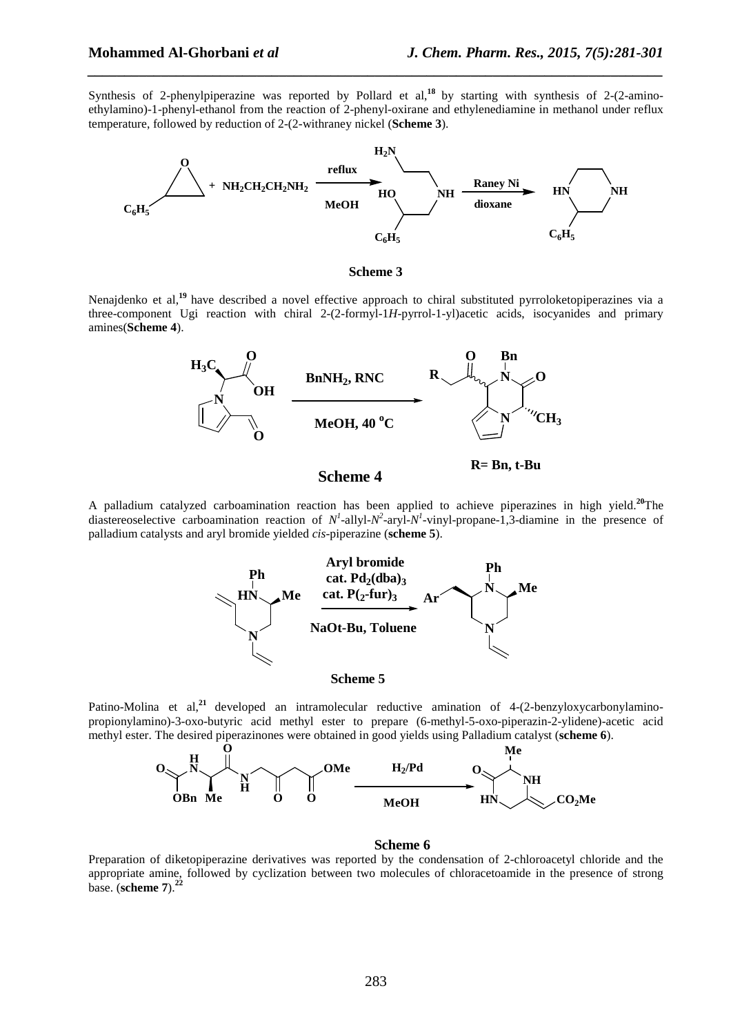Synthesis of 2-phenylpiperazine was reported by Pollard et al,[18] by starting with synthesis of 2-(2-amino-ethylamino)-1-phenyl-ethanol from the reaction of 2-phenyl-oxirane and ethylenediamine in methanol under reflux temperature, followed by reduction of 2-(2-withraney nickel (**Scheme 3**).

**Scheme 3**

Nenajdenko et al,[19] have described a novel effective approach to chiral substituted pyrroloketopiperazines via a three-component Ugi reaction with chiral 2-(2-formyl-1*H*-pyrrol-1-yl)acetic acids, isocyanides and primary amines(**Scheme 4**).

**Scheme 4**

A palladium catalyzed carboamination reaction has been applied to achieve piperazines in high yield.[20]The diastereoselective carboamination reaction of $N^1$-allyl-$N^2$-aryl-$N^1$-vinyl-propane-1,3-diamine in the presence of palladium catalysts and aryl bromide yielded *cis*-piperazine (**scheme 5**).

**Scheme 5**

Patino-Molina et al,[21] developed an intramolecular reductive amination of 4-(2-benzyloxycarbonylamino-propionylamino)-3-oxo-butyric acid methyl ester to prepare (6-methyl-5-oxo-piperazin-2-ylidene)-acetic acid methyl ester. The desired piperazinones were obtained in good yields using Palladium catalyst (**scheme 6**).

**Scheme 6**

Preparation of diketopiperazine derivatives was reported by the condensation of 2-chloroacetyl chloride and the appropriate amine, followed by cyclization between two molecules of chloracetoamide in the presence of strong base. (**scheme 7**).[22]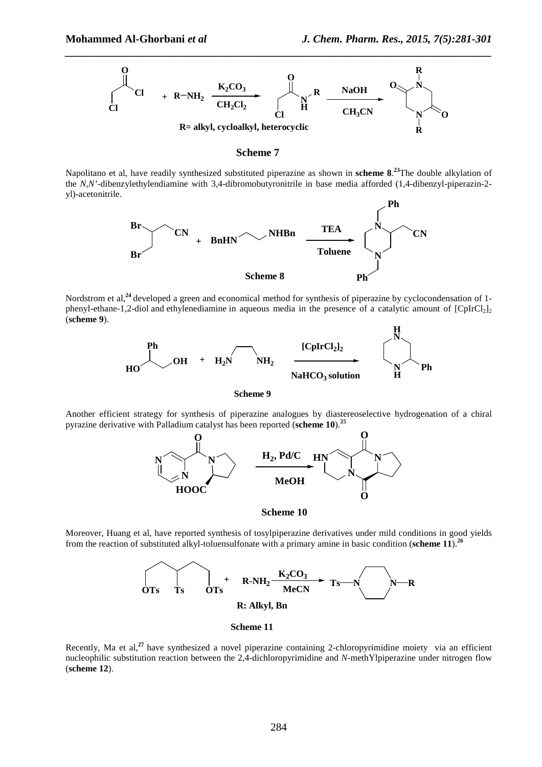**Scheme 7**

Napolitano et al, have readily synthesized substituted piperazine as shown in **scheme 8**.[23] The double alkylation of the *N,N'*-dibenzylethylendiamine with 3,4-dibromobutyronitrile in base media afforded (1,4-dibenzyl-piperazin-2-yl)-acetonitrile.

**Scheme 8**

Nordstrom et al,[24] developed a green and economical method for synthesis of piperazine by cyclocondensation of 1-phenyl-ethane-1,2-diol and ethylenediamine in aqueous media in the presence of a catalytic amount of $[CpIrCl_2]_2$ (**scheme 9**).

**Scheme 9**

Another efficient strategy for synthesis of piperazine analogues by diastereoselective hydrogenation of a chiral pyrazine derivative with Palladium catalyst has been reported (**scheme 10**).[25]

**Scheme 10**

Moreover, Huang et al, have reported synthesis of tosylpiperazine derivatives under mild conditions in good yields from the reaction of substituted alkyl-toluensulfonate with a primary amine in basic condition (**scheme 11**).[26]

**Scheme 11**

Recently, Ma et al,[27] have synthesized a novel piperazine containing 2-chloropyrimidine moiety via an efficient nucleophilic substitution reaction between the 2,4-dichloropyrimidine and *N*-methYlpiperazine under nitrogen flow (**scheme 12**).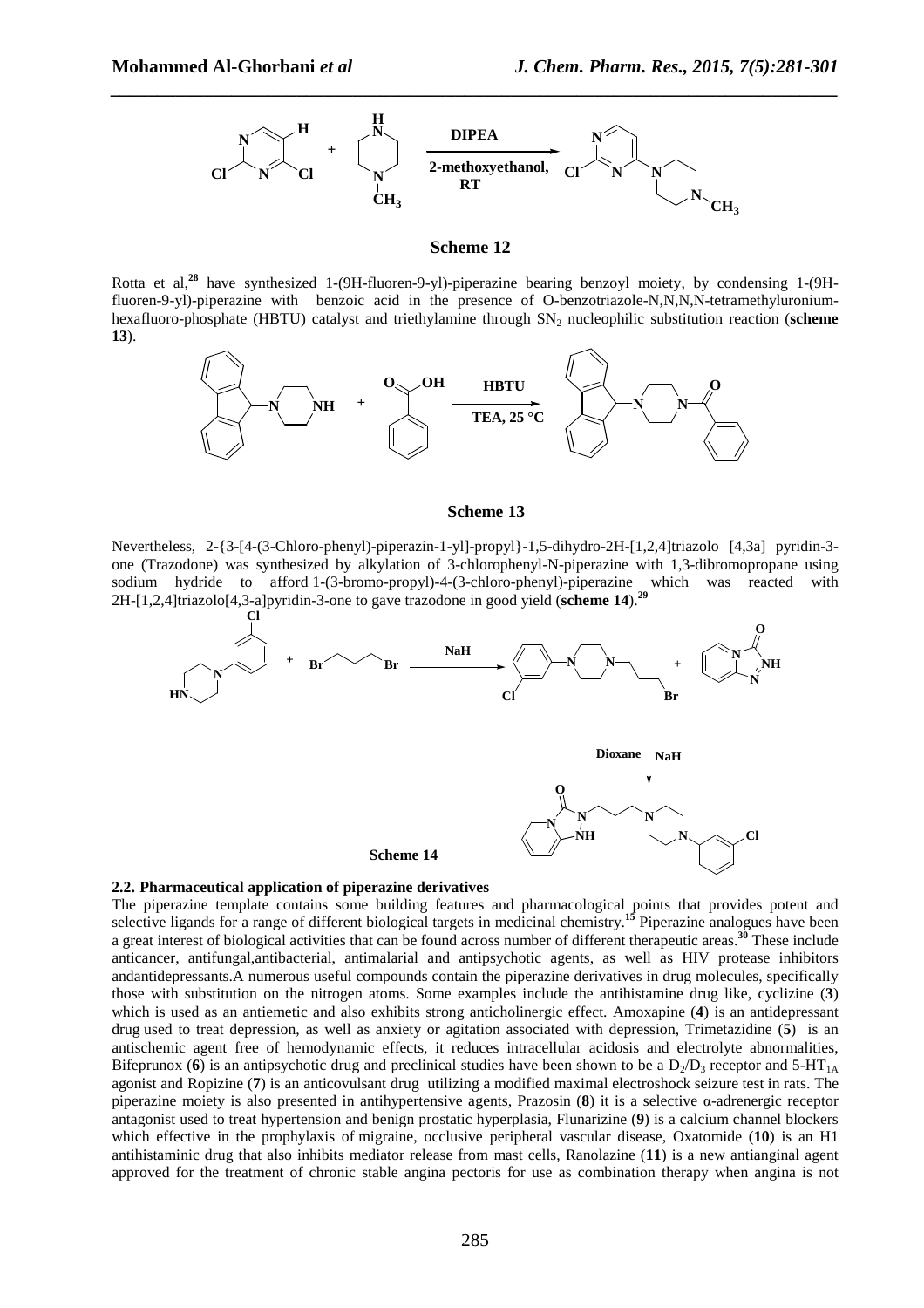**Scheme 12**

Rotta et al,[28] have synthesized 1-(9H-fluoren-9-yl)-piperazine bearing benzoyl moiety, by condensing 1-(9H-fluoren-9-yl)-piperazine with benzoic acid in the presence of O-benzotriazole-N,N,N,N-tetramethyluronium-hexafluoro-phosphate (HBTU) catalyst and triethylamine through $SN_2$ nucleophilic substitution reaction (**scheme 13**).

**Scheme 13**

Nevertheless, 2-{3-[4-(3-Chloro-phenyl)-piperazin-1-yl]-propyl}-1,5-dihydro-2H-[1,2,4]triazolo [4,3a] pyridin-3-one (Trazodone) was synthesized by alkylation of 3-chlorophenyl-N-piperazine with 1,3-dibromopropane using sodium hydride to afford 1-(3-bromo-propyl)-4-(3-chloro-phenyl)-piperazine which was reacted with 2H-[1,2,4]triazolo[4,3-a]pyridin-3-one to gave trazodone in good yield (**scheme 14**).[29]

**Scheme 14**

**2.2. Pharmaceutical application of piperazine derivatives**

The piperazine template contains some building features and pharmacological points that provides potent and selective ligands for a range of different biological targets in medicinal chemistry.[15] Piperazine analogues have been a great interest of biological activities that can be found across number of different therapeutic areas.[30] These include anticancer, antifungal,antibacterial, antimalarial and antipsychotic agents, as well as HIV protease inhibitors andantidepressants.A numerous useful compounds contain the piperazine derivatives in drug molecules, specifically those with substitution on the nitrogen atoms. Some examples include the antihistamine drug like, cyclizine (**3**) which is used as an antiemetic and also exhibits strong anticholinergic effect. Amoxapine (**4**) is an antidepressant drug used to treat depression, as well as anxiety or agitation associated with depression, Trimetazidine (**5**) is an antischemic agent free of hemodynamic effects, it reduces intracellular acidosis and electrolyte abnormalities, Bifeprunox (**6**) is an antipsychotic drug and preclinical studies have been shown to be a $D_2/D_3$ receptor and 5-$HT_{1A}$ agonist and Ropizine (**7**) is an anticovulsant drug utilizing a modified maximal electroshock seizure test in rats. The piperazine moiety is also presented in antihypertensive agents, Prazosin (**8**) it is a selective α-adrenergic receptor antagonist used to treat hypertension and benign prostatic hyperplasia, Flunarizine (**9**) is a calcium channel blockers which effective in the prophylaxis of migraine, occlusive peripheral vascular disease, Oxatomide (**10**) is an H1 antihistaminic drug that also inhibits mediator release from mast cells, Ranolazine (**11**) is a new antianginal agent approved for the treatment of chronic stable angina pectoris for use as combination therapy when angina is not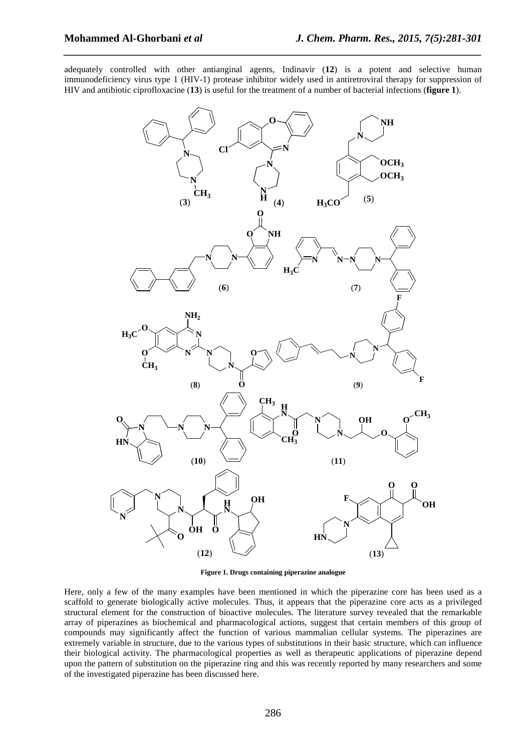adequately controlled with other antianginal agents, Indinavir (**12**) is a potent and selective human immunodeficiency virus type 1 (HIV-1) protease inhibitor widely used in antiretroviral therapy for suppression of HIV and antibiotic ciprofloxacine (**13**) is useful for the treatment of a number of bacterial infections (**figure 1**).

**Figure 1. Drugs containing piperazine analogue**

Here, only a few of the many examples have been mentioned in which the piperazine core has been used as a scaffold to generate biologically active molecules. Thus, it appears that the piperazine core acts as a privileged structural element for the construction of bioactive molecules. The literature survey revealed that the remarkable array of piperazines as biochemical and pharmacological actions, suggest that certain members of this group of compounds may significantly affect the function of various mammalian cellular systems. The piperazines are extremely variable in structure, due to the various types of substitutions in their basic structure, which can influence their biological activity. The pharmacological properties as well as therapeutic applications of piperazine depend upon the pattern of substitution on the piperazine ring and this was recently reported by many researchers and some of the investigated piperazine has been discussed here.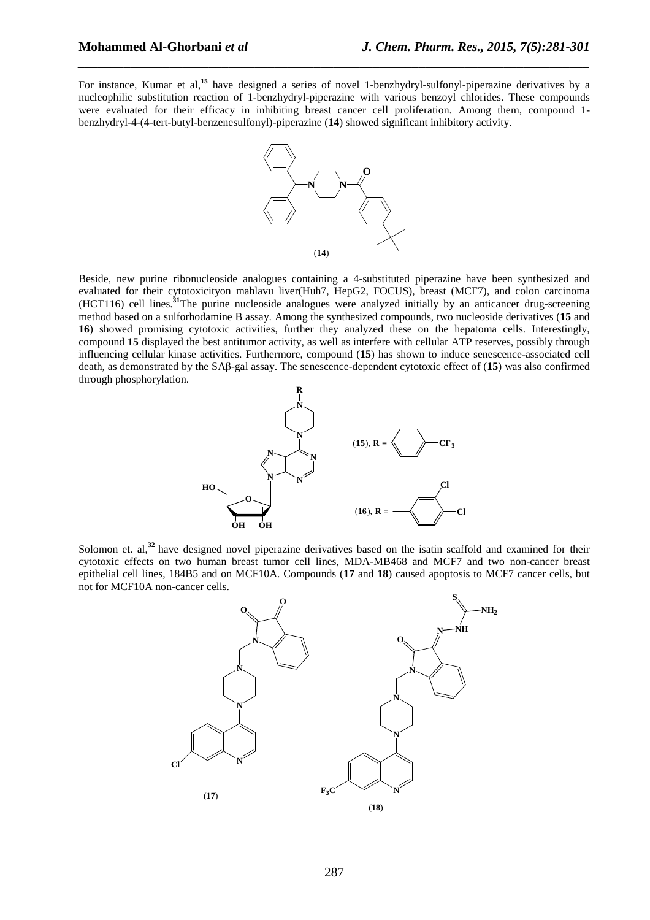For instance, Kumar et al,[15] have designed a series of novel 1-benzhydryl-sulfonyl-piperazine derivatives by a nucleophilic substitution reaction of 1-benzhydryl-piperazine with various benzoyl chlorides. These compounds were evaluated for their efficacy in inhibiting breast cancer cell proliferation. Among them, compound 1-benzhydryl-4-(4-tert-butyl-benzenesulfonyl)-piperazine (**14**) showed significant inhibitory activity.

(**14**)

Beside, new purine ribonucleoside analogues containing a 4-substituted piperazine have been synthesized and evaluated for their cytotoxicityon mahlavu liver(Huh7, HepG2, FOCUS), breast (MCF7), and colon carcinoma (HCT116) cell lines.[31]The purine nucleoside analogues were analyzed initially by an anticancer drug-screening method based on a sulforhodamine B assay. Among the synthesized compounds, two nucleoside derivatives (**15** and **16**) showed promising cytotoxic activities, further they analyzed these on the hepatoma cells. Interestingly, compound **15** displayed the best antitumor activity, as well as interfere with cellular ATP reserves, possibly through influencing cellular kinase activities. Furthermore, compound (**15**) has shown to induce senescence-associated cell death, as demonstrated by the SAβ-gal assay. The senescence-dependent cytotoxic effect of (**15**) was also confirmed through phosphorylation.

(**15**), **R** = 4-$CF_3$-phenyl

(**16**), **R** = 3,4-dichlorophenyl

Solomon et. al,[32] have designed novel piperazine derivatives based on the isatin scaffold and examined for their cytotoxic effects on two human breast tumor cell lines, MDA-MB468 and MCF7 and two non-cancer breast epithelial cell lines, 184B5 and on MCF10A. Compounds (**17** and **18**) caused apoptosis to MCF7 cancer cells, but not for MCF10A non-cancer cells.

(**17**) (**18**)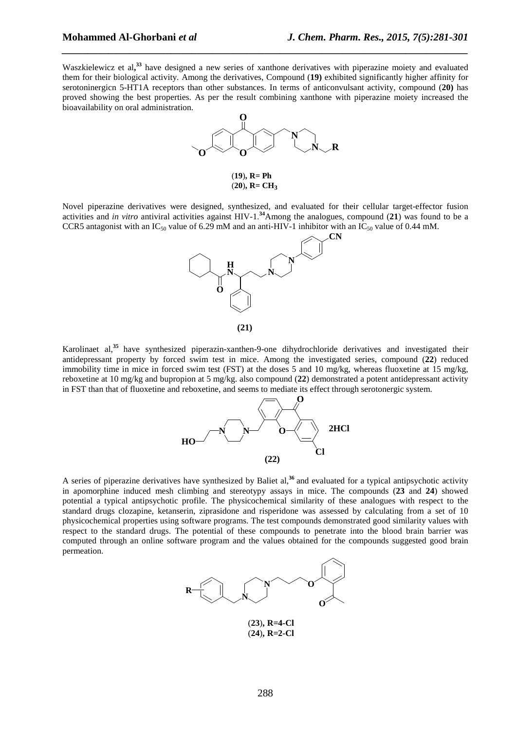Waszkielewicz et al,[33] have designed a new series of xanthone derivatives with piperazine moiety and evaluated them for their biological activity. Among the derivatives, Compound (**19)** exhibited significantly higher affinity for serotoninergicn 5-HT1A receptors than other substances. In terms of anticonvulsant activity, compound (**20)** has proved showing the best properties. As per the result combining xanthone with piperazine moiety increased the bioavailability on oral administration.

(**19**), **R= Ph**
(**20**), **R=** $\mathbf{CH_3}$

Novel piperazine derivatives were designed, synthesized, and evaluated for their cellular target-effector fusion activities and *in vitro* antiviral activities against HIV-1.[34]Among the analogues, compound (**21**) was found to be a CCR5 antagonist with an $IC_{50}$ value of 6.29 mM and an anti-HIV-1 inhibitor with an $IC_{50}$ value of 0.44 mM.

**(21)**

Karolinaet al,[35] have synthesized piperazin-xanthen-9-one dihydrochloride derivatives and investigated their antidepressant property by forced swim test in mice. Among the investigated series, compound (**22**) reduced immobility time in mice in forced swim test (FST) at the doses 5 and 10 mg/kg, whereas fluoxetine at 15 mg/kg, reboxetine at 10 mg/kg and bupropion at 5 mg/kg. also compound (**22**) demonstrated a potent antidepressant activity in FST than that of fluoxetine and reboxetine, and seems to mediate its effect through serotonergic system.

**(22)**

A series of piperazine derivatives have synthesized by Baliet al,[36] and evaluated for a typical antipsychotic activity in apomorphine induced mesh climbing and stereotypy assays in mice. The compounds (**23** and **24**) showed potential a typical antipsychotic profile. The physicochemical similarity of these analogues with respect to the standard drugs clozapine, ketanserin, ziprasidone and risperidone was assessed by calculating from a set of 10 physicochemical properties using software programs. The test compounds demonstrated good similarity values with respect to the standard drugs. The potential of these compounds to penetrate into the blood brain barrier was computed through an online software program and the values obtained for the compounds suggested good brain permeation.

(**23**), **R=4-Cl**
(**24**), **R=2-Cl**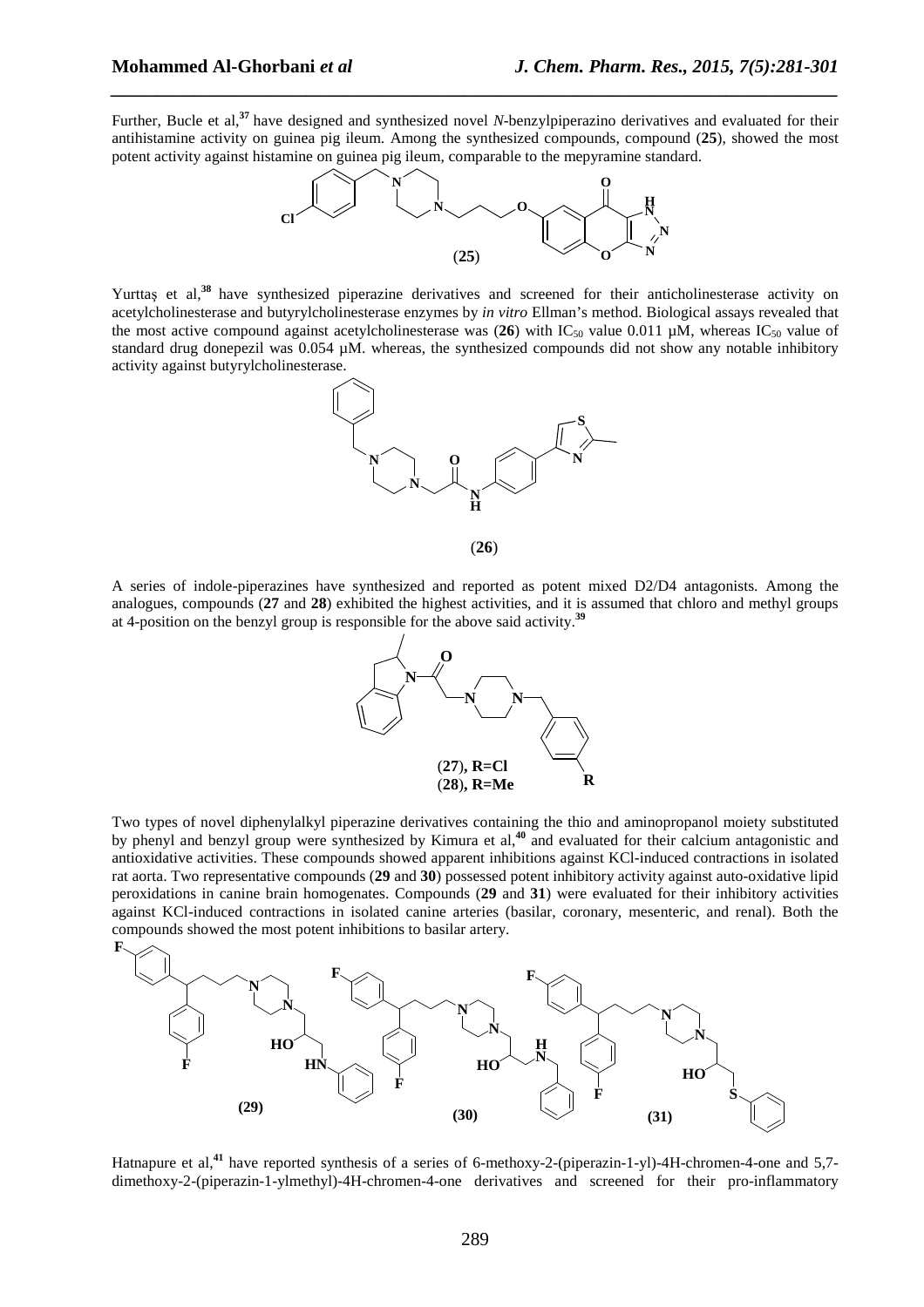Further, Bucle et al,[37] have designed and synthesized novel *N*-benzylpiperazino derivatives and evaluated for their antihistamine activity on guinea pig ileum. Among the synthesized compounds, compound (**25**), showed the most potent activity against histamine on guinea pig ileum, comparable to the mepyramine standard.

(**25**)

Yurttaş et al,[38] have synthesized piperazine derivatives and screened for their anticholinesterase activity on acetylcholinesterase and butyrylcholinesterase enzymes by *in vitro* Ellman's method. Biological assays revealed that the most active compound against acetylcholinesterase was (**26**) with $IC_{50}$ value 0.011 µM, whereas $IC_{50}$ value of standard drug donepezil was 0.054 µM. whereas, the synthesized compounds did not show any notable inhibitory activity against butyrylcholinesterase.

(**26**)

A series of indole-piperazines have synthesized and reported as potent mixed D2/D4 antagonists. Among the analogues, compounds (**27** and **28**) exhibited the highest activities, and it is assumed that chloro and methyl groups at 4-position on the benzyl group is responsible for the above said activity.[39]

(**27**), **R=Cl**
(**28**), **R=Me**

Two types of novel diphenylalkyl piperazine derivatives containing the thio and aminopropanol moiety substituted by phenyl and benzyl group were synthesized by Kimura et al,[40] and evaluated for their calcium antagonistic and antioxidative activities. These compounds showed apparent inhibitions against KCl-induced contractions in isolated rat aorta. Two representative compounds (**29** and **30**) possessed potent inhibitory activity against auto-oxidative lipid peroxidations in canine brain homogenates. Compounds (**29** and **31**) were evaluated for their inhibitory activities against KCl-induced contractions in isolated canine arteries (basilar, coronary, mesenteric, and renal). Both the compounds showed the most potent inhibitions to basilar artery.

**(29)** **(30)** **(31)**

Hatnapure et al,[41] have reported synthesis of a series of 6-methoxy-2-(piperazin-1-yl)-4H-chromen-4-one and 5,7-dimethoxy-2-(piperazin-1-ylmethyl)-4H-chromen-4-one derivatives and screened for their pro-inflammatory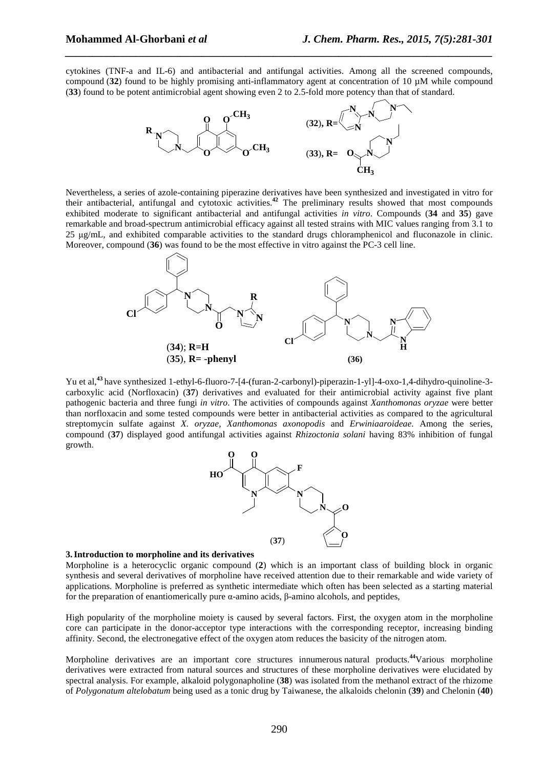cytokines (TNF-a and IL-6) and antibacterial and antifungal activities. Among all the screened compounds, compound (**32**) found to be highly promising anti-inflammatory agent at concentration of 10 µM while compound (**33**) found to be potent antimicrobial agent showing even 2 to 2.5-fold more potency than that of standard.

Nevertheless, a series of azole-containing piperazine derivatives have been synthesized and investigated in vitro for their antibacterial, antifungal and cytotoxic activities.[42] The preliminary results showed that most compounds exhibited moderate to significant antibacterial and antifungal activities *in vitro*. Compounds (**34** and **35**) gave remarkable and broad-spectrum antimicrobial efficacy against all tested strains with MIC values ranging from 3.1 to 25 µg/mL, and exhibited comparable activities to the standard drugs chloramphenicol and fluconazole in clinic. Moreover, compound (**36**) was found to be the most effective in vitro against the PC-3 cell line.

Yu et al,[43] have synthesized 1-ethyl-6-fluoro-7-[4-(furan-2-carbonyl)-piperazin-1-yl]-4-oxo-1,4-dihydro-quinoline-3-carboxylic acid (Norfloxacin) (**37**) derivatives and evaluated for their antimicrobial activity against five plant pathogenic bacteria and three fungi *in vitro*. The activities of compounds against *Xanthomonas oryzae* were better than norfloxacin and some tested compounds were better in antibacterial activities as compared to the agricultural streptomycin sulfate against *X. oryzae, Xanthomonas axonopodis* and *Erwiniaaroideae.* Among the series, compound (**37**) displayed good antifungal activities against *Rhizoctonia solani* having 83% inhibition of fungal growth.

### 3. Introduction to morpholine and its derivatives

Morpholine is a heterocyclic organic compound (**2**) which is an important class of building block in organic synthesis and several derivatives of morpholine have received attention due to their remarkable and wide variety of applications. Morpholine is preferred as synthetic intermediate which often has been selected as a starting material for the preparation of enantiomerically pure α-amino acids, β-amino alcohols, and peptides,

High popularity of the morpholine moiety is caused by several factors. First, the oxygen atom in the morpholine core can participate in the donor-acceptor type interactions with the corresponding receptor, increasing binding affinity. Second, the electronegative effect of the oxygen atom reduces the basicity of the nitrogen atom.

Morpholine derivatives are an important core structures innumerous natural products.[44]Various morpholine derivatives were extracted from natural sources and structures of these morpholine derivatives were elucidated by spectral analysis. For example, alkaloid polygonapholine (**38**) was isolated from the methanol extract of the rhizome of *Polygonatum altelobatum* being used as a tonic drug by Taiwanese, the alkaloids chelonin (**39**) and Chelonin (**40**)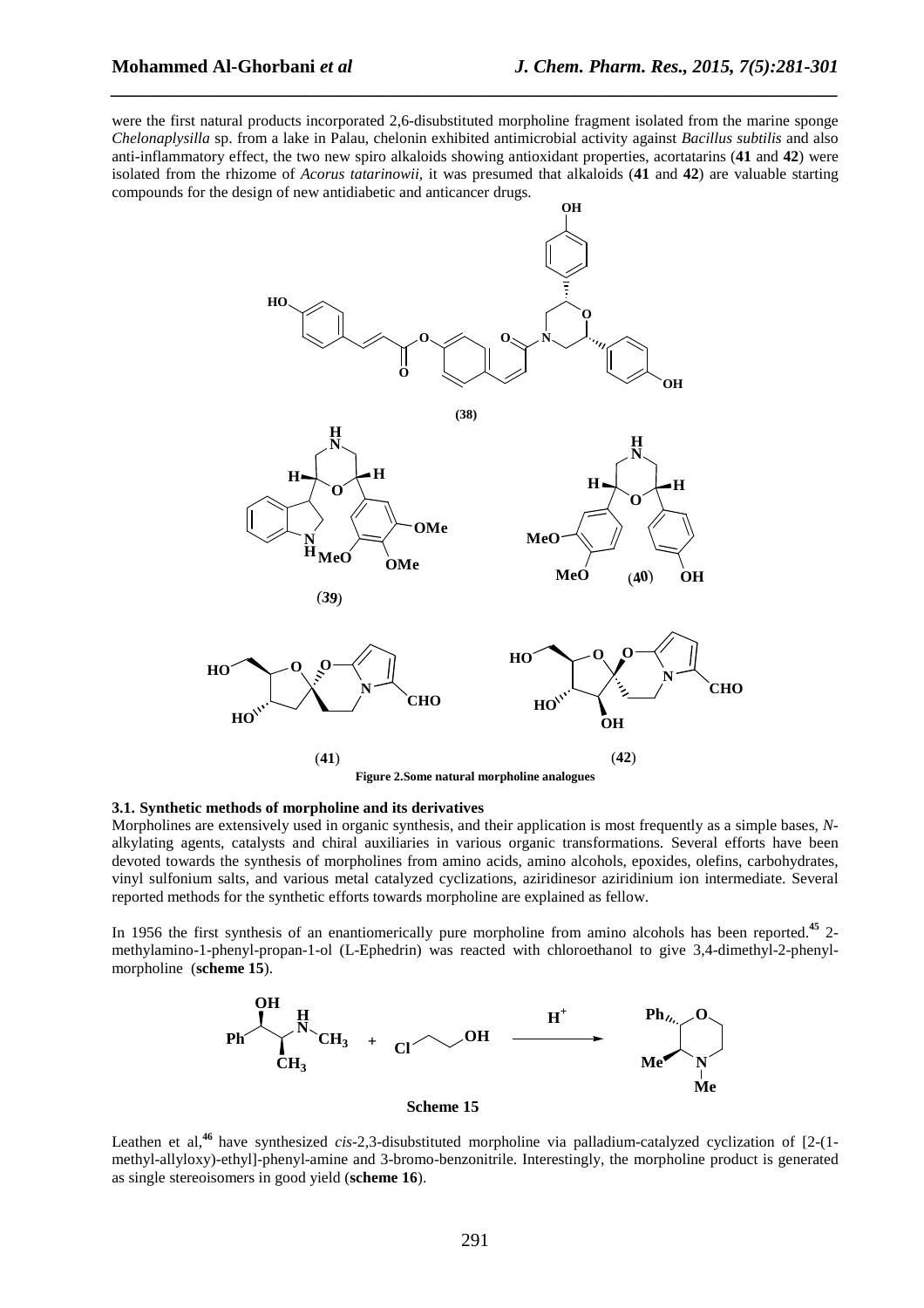were the first natural products incorporated 2,6-disubstituted morpholine fragment isolated from the marine sponge *Chelonaplysilla* sp. from a lake in Palau, chelonin exhibited antimicrobial activity against *Bacillus subtilis* and also anti-inflammatory effect, the two new spiro alkaloids showing antioxidant properties, acortatarins (**41** and **42**) were isolated from the rhizome of *Acorus tatarinowii*, it was presumed that alkaloids (**41** and **42**) are valuable starting compounds for the design of new antidiabetic and anticancer drugs.

**Figure 2.Some natural morpholine analogues**

### 3.1. Synthetic methods of morpholine and its derivatives

Morpholines are extensively used in organic synthesis, and their application is most frequently as a simple bases, *N*-alkylating agents, catalysts and chiral auxiliaries in various organic transformations. Several efforts have been devoted towards the synthesis of morpholines from amino acids, amino alcohols, epoxides, olefins, carbohydrates, vinyl sulfonium salts, and various metal catalyzed cyclizations, aziridinesor aziridinium ion intermediate. Several reported methods for the synthetic efforts towards morpholine are explained as fellow.

In 1956 the first synthesis of an enantiomerically pure morpholine from amino alcohols has been reported.[45] 2-methylamino-1-phenyl-propan-1-ol (L-Ephedrin) was reacted with chloroethanol to give 3,4-dimethyl-2-phenyl-morpholine (**scheme 15**).

**Scheme 15**

Leathen et al,[46] have synthesized *cis*-2,3-disubstituted morpholine via palladium-catalyzed cyclization of [2-(1-methyl-allyloxy)-ethyl]-phenyl-amine and 3-bromo-benzonitrile. Interestingly, the morpholine product is generated as single stereoisomers in good yield (**scheme 16**).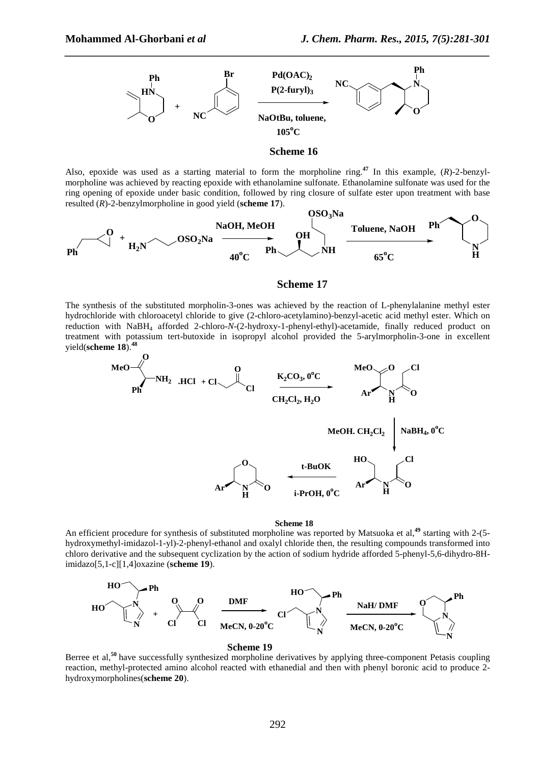Scheme 16

Also, epoxide was used as a starting material to form the morpholine ring.[47] In this example, (*R*)-2-benzylmorpholine was achieved by reacting epoxide with ethanolamine sulfonate. Ethanolamine sulfonate was used for the ring opening of epoxide under basic condition, followed by ring closure of sulfate ester upon treatment with base resulted (*R*)-2-benzylmorpholine in good yield (**scheme 17**).

Scheme 17

The synthesis of the substituted morpholin-3-ones was achieved by the reaction of L-phenylalanine methyl ester hydrochloride with chloroacetyl chloride to give (2-chloro-acetylamino)-benzyl-acetic acid methyl ester. Which on reduction with $NaBH_4$ afforded 2-chloro-*N*-(2-hydroxy-1-phenyl-ethyl)-acetamide, finally reduced product on treatment with potassium tert-butoxide in isopropyl alcohol provided the 5-arylmorpholin-3-one in excellent yield(**scheme 18**).[48]

Scheme 18

An efficient procedure for synthesis of substituted morpholine was reported by Matsuoka et al,[49] starting with 2-(5-hydroxymethyl-imidazol-1-yl)-2-phenyl-ethanol and oxalyl chloride then, the resulting compounds transformed into chloro derivative and the subsequent cyclization by the action of sodium hydride afforded 5-phenyl-5,6-dihydro-8H-imidazo[5,1-c][1,4]oxazine (**scheme 19**).

Scheme 19

Berree et al,[50] have successfully synthesized morpholine derivatives by applying three-component Petasis coupling reaction, methyl-protected amino alcohol reacted with ethanedial and then with phenyl boronic acid to produce 2-hydroxymorpholines(**scheme 20**).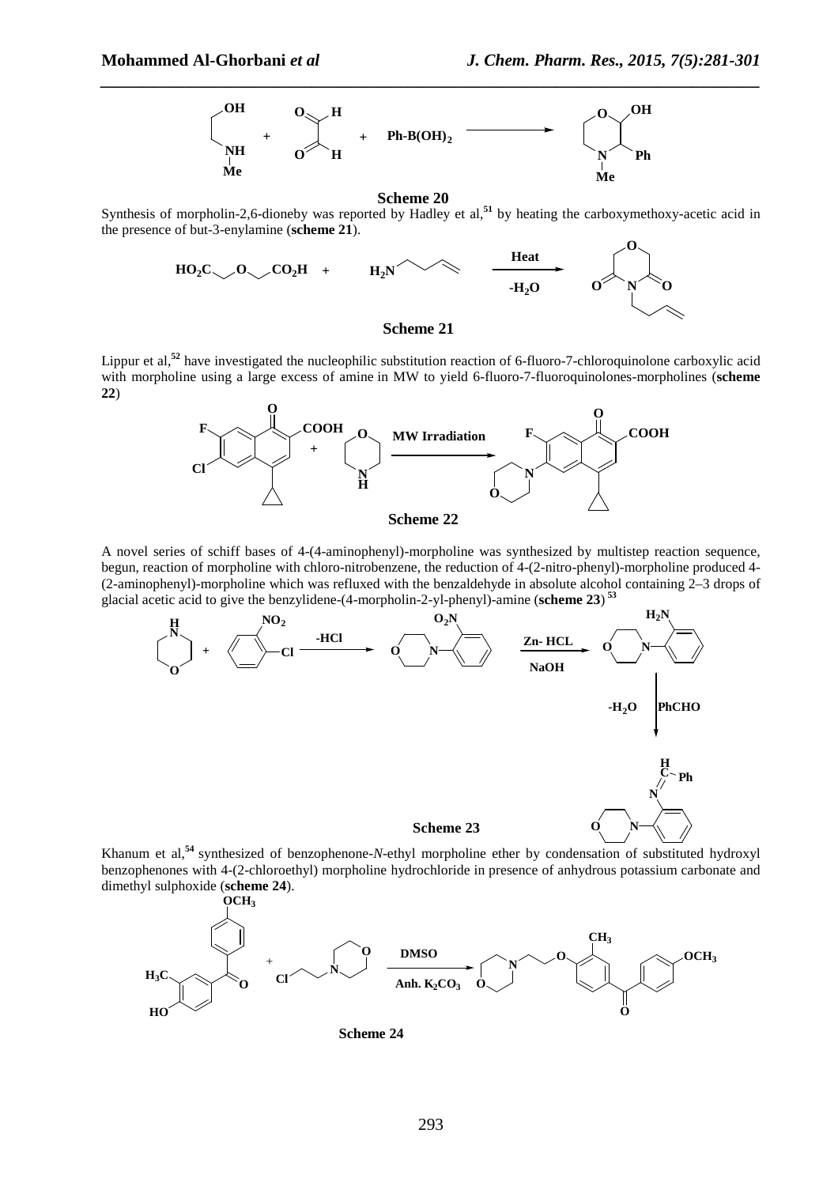**Scheme 20**

Synthesis of morpholin-2,6-dioneby was reported by Hadley et al,[51] by heating the carboxymethoxy-acetic acid in the presence of but-3-enylamine (**scheme 21**).

**Scheme 21**

Lippur et al,[52] have investigated the nucleophilic substitution reaction of 6-fluoro-7-chloroquinolone carboxylic acid with morpholine using a large excess of amine in MW to yield 6-fluoro-7-fluoroquinolones-morpholines (**scheme 22**)

**Scheme 22**

A novel series of schiff bases of 4-(4-aminophenyl)-morpholine was synthesized by multistep reaction sequence, begun, reaction of morpholine with chloro-nitrobenzene, the reduction of 4-(2-nitro-phenyl)-morpholine produced 4-(2-aminophenyl)-morpholine which was refluxed with the benzaldehyde in absolute alcohol containing 2–3 drops of glacial acetic acid to give the benzylidene-(4-morpholin-2-yl-phenyl)-amine (**scheme 23**)[53]

**Scheme 23**

Khanum et al,[54] synthesized of benzophenone-*N*-ethyl morpholine ether by condensation of substituted hydroxyl benzophenones with 4-(2-chloroethyl) morpholine hydrochloride in presence of anhydrous potassium carbonate and dimethyl sulphoxide (**scheme 24**).

**Scheme 24**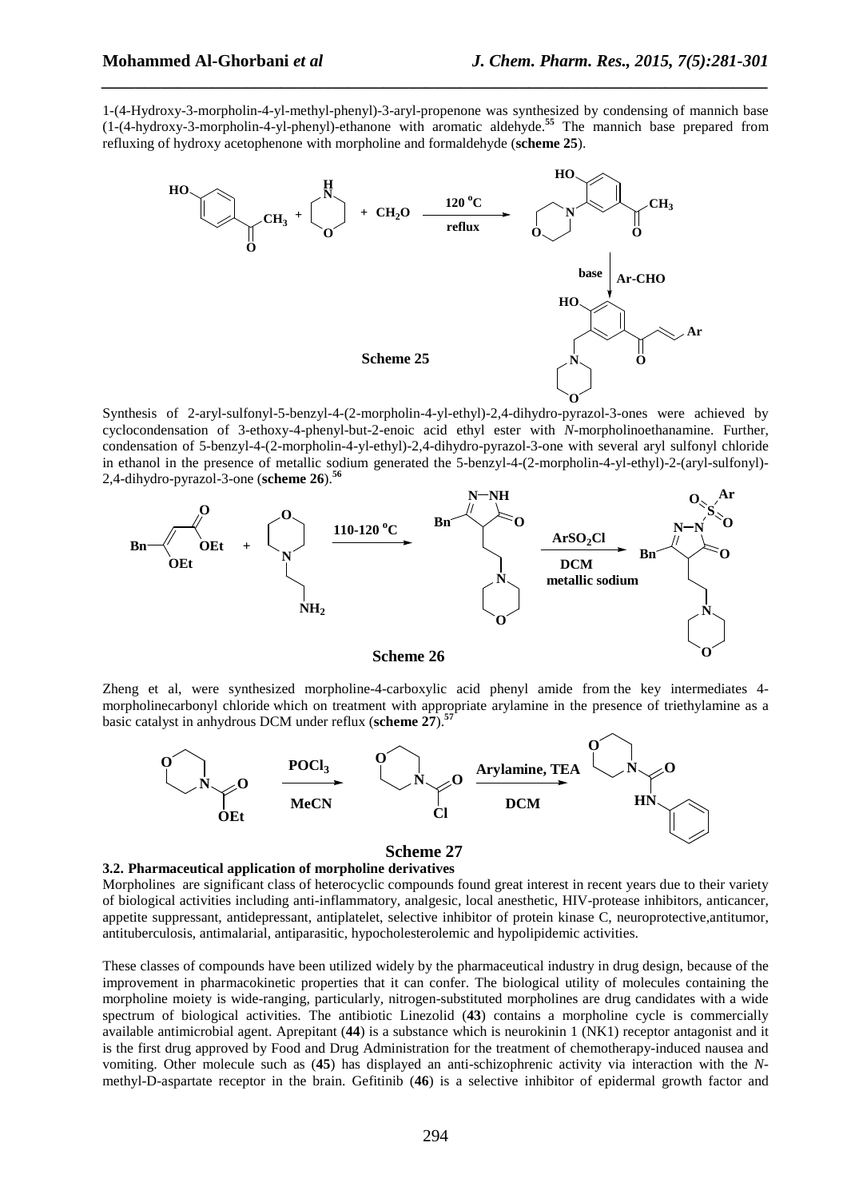1-(4-Hydroxy-3-morpholin-4-yl-methyl-phenyl)-3-aryl-propenone was synthesized by condensing of mannich base (1-(4-hydroxy-3-morpholin-4-yl-phenyl)-ethanone with aromatic aldehyde.[55] The mannich base prepared from refluxing of hydroxy acetophenone with morpholine and formaldehyde (**scheme 25**).

**Scheme 25**

Synthesis of 2-aryl-sulfonyl-5-benzyl-4-(2-morpholin-4-yl-ethyl)-2,4-dihydro-pyrazol-3-ones were achieved by cyclocondensation of 3-ethoxy-4-phenyl-but-2-enoic acid ethyl ester with *N*-morpholinoethanamine. Further, condensation of 5-benzyl-4-(2-morpholin-4-yl-ethyl)-2,4-dihydro-pyrazol-3-one with several aryl sulfonyl chloride in ethanol in the presence of metallic sodium generated the 5-benzyl-4-(2-morpholin-4-yl-ethyl)-2-(aryl-sulfonyl)-2,4-dihydro-pyrazol-3-one (**scheme 26**).[56]

**Scheme 26**

Zheng et al, were synthesized morpholine-4-carboxylic acid phenyl amide from the key intermediates 4-morpholinecarbonyl chloride which on treatment with appropriate arylamine in the presence of triethylamine as a basic catalyst in anhydrous DCM under reflux (**scheme 27**).[57]

**Scheme 27**

### 3.2. Pharmaceutical application of morpholine derivatives

Morpholines are significant class of heterocyclic compounds found great interest in recent years due to their variety of biological activities including anti-inflammatory, analgesic, local anesthetic, HIV-protease inhibitors, anticancer, appetite suppressant, antidepressant, antiplatelet, selective inhibitor of protein kinase C, neuroprotective,antitumor, antituberculosis, antimalarial, antiparasitic, hypocholesterolemic and hypolipidemic activities.

These classes of compounds have been utilized widely by the pharmaceutical industry in drug design, because of the improvement in pharmacokinetic properties that it can confer. The biological utility of molecules containing the morpholine moiety is wide-ranging, particularly, nitrogen-substituted morpholines are drug candidates with a wide spectrum of biological activities. The antibiotic Linezolid (**43**) contains a morpholine cycle is commercially available antimicrobial agent. Aprepitant (**44**) is a substance which is neurokinin 1 (NK1) receptor antagonist and it is the first drug approved by Food and Drug Administration for the treatment of chemotherapy-induced nausea and vomiting. Other molecule such as (**45**) has displayed an anti-schizophrenic activity via interaction with the *N*-methyl-D-aspartate receptor in the brain. Gefitinib (**46**) is a selective inhibitor of epidermal growth factor and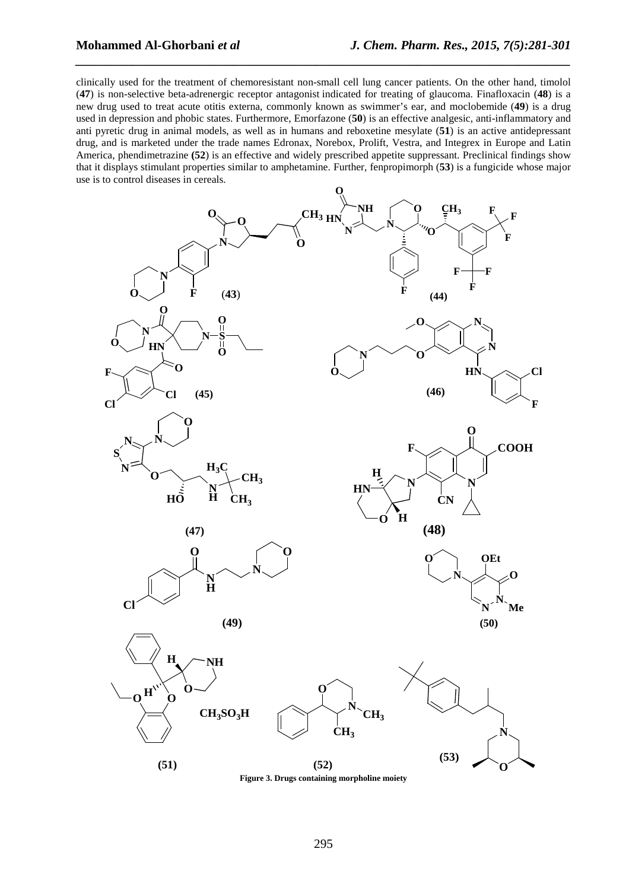clinically used for the treatment of chemoresistant non-small cell lung cancer patients. On the other hand, timolol (**47**) is non-selective beta-adrenergic receptor antagonist indicated for treating of glaucoma. Finafloxacin (**48**) is a new drug used to treat acute otitis externa, commonly known as swimmer's ear, and moclobemide (**49**) is a drug used in depression and phobic states. Furthermore, Emorfazone (**50**) is an effective analgesic, anti-inflammatory and anti pyretic drug in animal models, as well as in humans and reboxetine mesylate (**51**) is an active antidepressant drug, and is marketed under the trade names Edronax, Norebox, Prolift, Vestra, and Integrex in Europe and Latin America, phendimetrazine **(52)** is an effective and widely prescribed appetite suppressant. Preclinical findings show that it displays stimulant properties similar to amphetamine. Further, fenpropimorph (**53**) is a fungicide whose major use is to control diseases in cereals.

**Figure 3. Drugs containing morpholine moiety**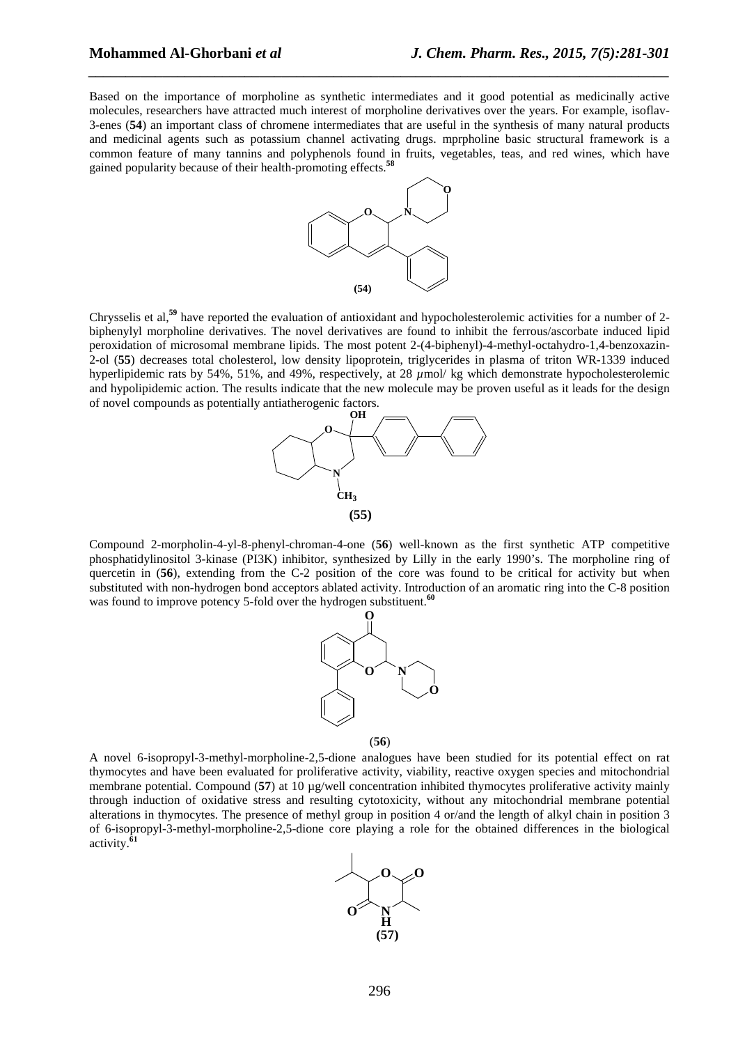Based on the importance of morpholine as synthetic intermediates and it good potential as medicinally active molecules, researchers have attracted much interest of morpholine derivatives over the years. For example, isoflav-3-enes (**54**) an important class of chromene intermediates that are useful in the synthesis of many natural products and medicinal agents such as potassium channel activating drugs. mprpholine basic structural framework is a common feature of many tannins and polyphenols found in fruits, vegetables, teas, and red wines, which have gained popularity because of their health-promoting effects.[58]

**(54)**

Chrysselis et al,[59] have reported the evaluation of antioxidant and hypocholesterolemic activities for a number of 2-biphenylyl morpholine derivatives. The novel derivatives are found to inhibit the ferrous/ascorbate induced lipid peroxidation of microsomal membrane lipids. The most potent 2-(4-biphenyl)-4-methyl-octahydro-1,4-benzoxazin-2-ol (**55**) decreases total cholesterol, low density lipoprotein, triglycerides in plasma of triton WR-1339 induced hyperlipidemic rats by 54%, 51%, and 49%, respectively, at 28 μmol/ kg which demonstrate hypocholesterolemic and hypolipidemic action. The results indicate that the new molecule may be proven useful as it leads for the design of novel compounds as potentially antiatherogenic factors.

**(55)**

Compound 2-morpholin-4-yl-8-phenyl-chroman-4-one (**56**) well-known as the first synthetic ATP competitive phosphatidylinositol 3-kinase (PI3K) inhibitor, synthesized by Lilly in the early 1990's. The morpholine ring of quercetin in (**56**), extending from the C-2 position of the core was found to be critical for activity but when substituted with non-hydrogen bond acceptors ablated activity. Introduction of an aromatic ring into the C-8 position was found to improve potency 5-fold over the hydrogen substituent.[60]

(**56**)

A novel 6-isopropyl-3-methyl-morpholine-2,5-dione analogues have been studied for its potential effect on rat thymocytes and have been evaluated for proliferative activity, viability, reactive oxygen species and mitochondrial membrane potential. Compound (**57**) at 10 µg/well concentration inhibited thymocytes proliferative activity mainly through induction of oxidative stress and resulting cytotoxicity, without any mitochondrial membrane potential alterations in thymocytes. The presence of methyl group in position 4 or/and the length of alkyl chain in position 3 of 6-isopropyl-3-methyl-morpholine-2,5-dione core playing a role for the obtained differences in the biological activity.[61]

**(57)**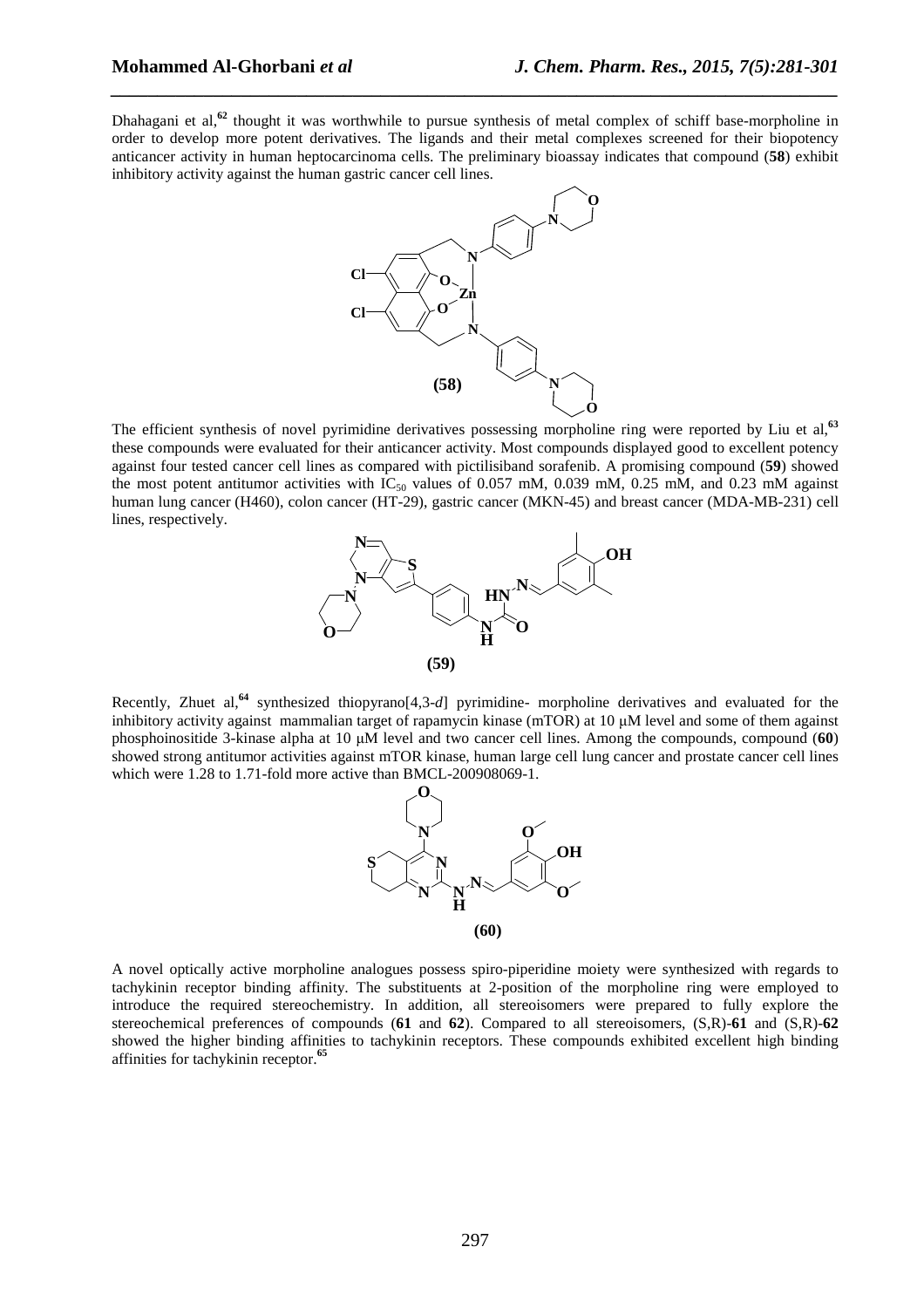Dhahagani et al,[62] thought it was worthwhile to pursue synthesis of metal complex of schiff base-morpholine in order to develop more potent derivatives. The ligands and their metal complexes screened for their biopotency anticancer activity in human heptocarcinoma cells. The preliminary bioassay indicates that compound (**58**) exhibit inhibitory activity against the human gastric cancer cell lines.

**(58)**

The efficient synthesis of novel pyrimidine derivatives possessing morpholine ring were reported by Liu et al,[63] these compounds were evaluated for their anticancer activity. Most compounds displayed good to excellent potency against four tested cancer cell lines as compared with pictilisiband sorafenib. A promising compound (**59**) showed the most potent antitumor activities with $IC_{50}$ values of 0.057 mM, 0.039 mM, 0.25 mM, and 0.23 mM against human lung cancer (H460), colon cancer (HT-29), gastric cancer (MKN-45) and breast cancer (MDA-MB-231) cell lines, respectively.

**(59)**

Recently, Zhuet al,[64] synthesized thiopyrano[4,3-*d*] pyrimidine- morpholine derivatives and evaluated for the inhibitory activity against mammalian target of rapamycin kinase (mTOR) at 10 μM level and some of them against phosphoinositide 3-kinase alpha at 10 μM level and two cancer cell lines. Among the compounds, compound (**60**) showed strong antitumor activities against mTOR kinase, human large cell lung cancer and prostate cancer cell lines which were 1.28 to 1.71-fold more active than BMCL-200908069-1.

**(60)**

A novel optically active morpholine analogues possess spiro-piperidine moiety were synthesized with regards to tachykinin receptor binding affinity. The substituents at 2-position of the morpholine ring were employed to introduce the required stereochemistry. In addition, all stereoisomers were prepared to fully explore the stereochemical preferences of compounds (**61** and **62**). Compared to all stereoisomers, (S,R)-**61** and (S,R)-**62** showed the higher binding affinities to tachykinin receptors. These compounds exhibited excellent high binding affinities for tachykinin receptor.[65]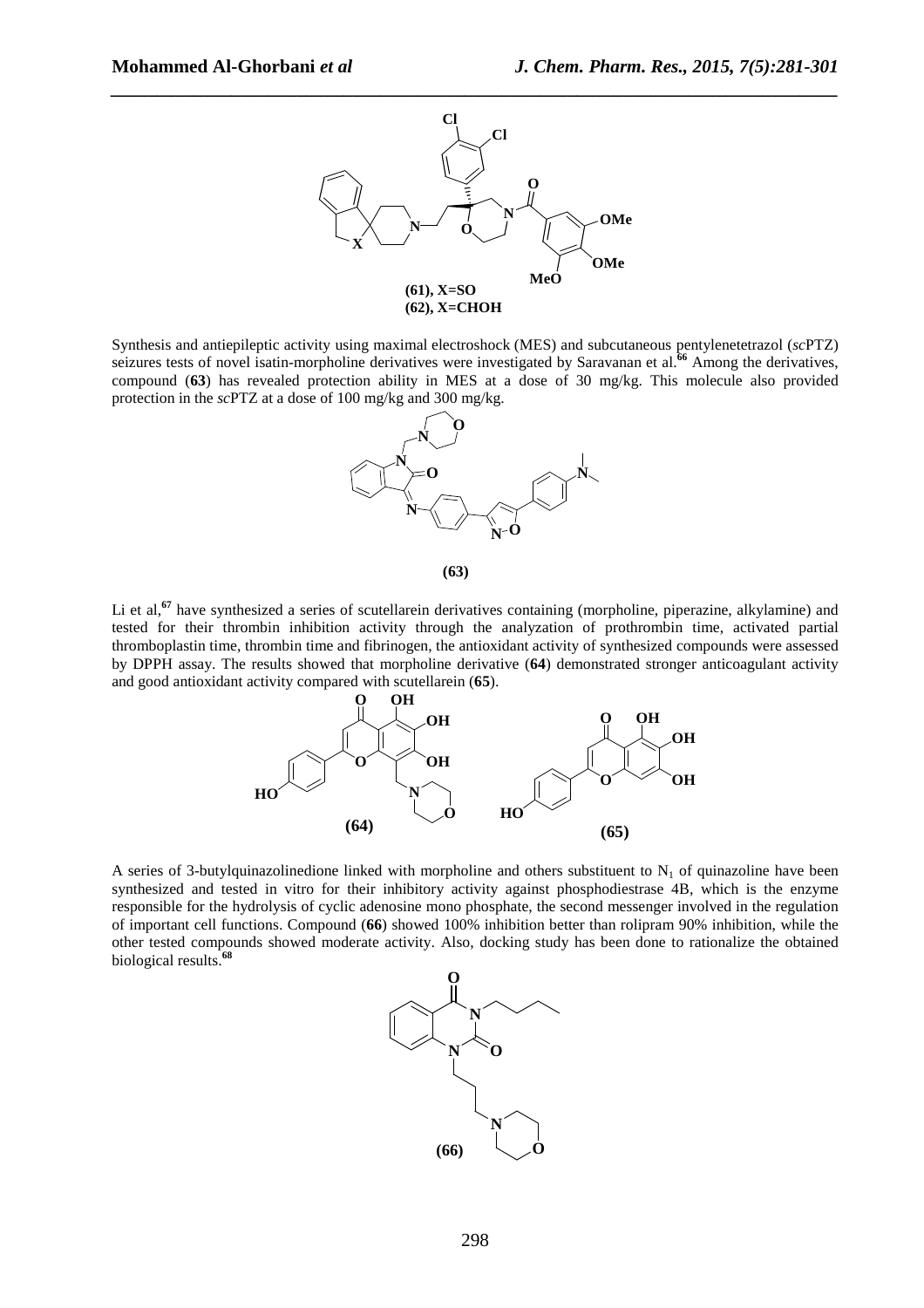(61), X=SO
(62), X=CHOH

Synthesis and antiepileptic activity using maximal electroshock (MES) and subcutaneous pentylenetetrazol (*sc*PTZ) seizures tests of novel isatin-morpholine derivatives were investigated by Saravanan et al.[66] Among the derivatives, compound (**63**) has revealed protection ability in MES at a dose of 30 mg/kg. This molecule also provided protection in the *sc*PTZ at a dose of 100 mg/kg and 300 mg/kg.

**(63)**

Li et al,[67] have synthesized a series of scutellarein derivatives containing (morpholine, piperazine, alkylamine) and tested for their thrombin inhibition activity through the analyzation of prothrombin time, activated partial thromboplastin time, thrombin time and fibrinogen, the antioxidant activity of synthesized compounds were assessed by DPPH assay. The results showed that morpholine derivative (**64**) demonstrated stronger anticoagulant activity and good antioxidant activity compared with scutellarein (**65**).

**(64)** **(65)**

A series of 3-butylquinazolinedione linked with morpholine and others substituent to $N_1$ of quinazoline have been synthesized and tested in vitro for their inhibitory activity against phosphodiesterase 4B, which is the enzyme responsible for the hydrolysis of cyclic adenosine mono phosphate, the second messenger involved in the regulation of important cell functions. Compound (**66**) showed 100% inhibition better than rolipram 90% inhibition, while the other tested compounds showed moderate activity. Also, docking study has been done to rationalize the obtained biological results.[68]

**(66)**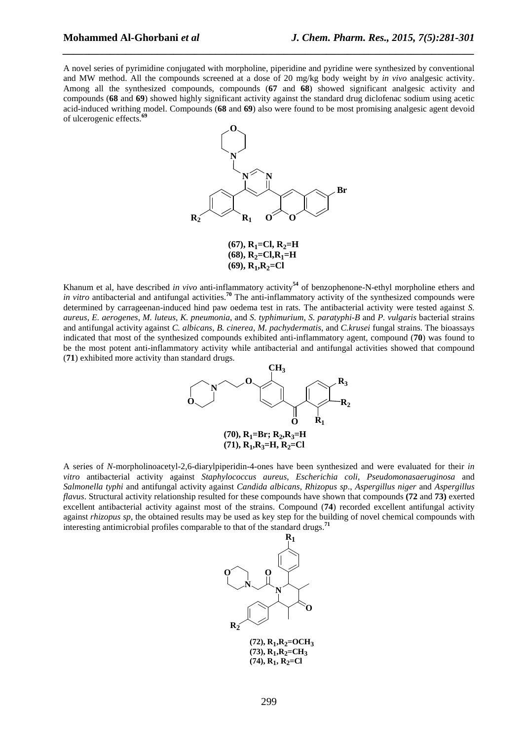A novel series of pyrimidine conjugated with morpholine, piperidine and pyridine were synthesized by conventional and MW method. All the compounds screened at a dose of 20 mg/kg body weight by *in vivo* analgesic activity. Among all the synthesized compounds, compounds (**67** and **68**) showed significant analgesic activity and compounds (**68** and **69**) showed highly significant activity against the standard drug diclofenac sodium using acetic acid-induced writhing model. Compounds (**68** and **69**) also were found to be most promising analgesic agent devoid of ulcerogenic effects.[69]

**(67), $R_1$=Cl, $R_2$=H**
**(68), $R_2$=Cl,$R_1$=H**
**(69), $R_1$,$R_2$=Cl**

Khanum et al, have described *in vivo* anti-inflammatory activity[54] of benzophenone-N-ethyl morpholine ethers and *in vitro* antibacterial and antifungal activities.[70] The anti-inflammatory activity of the synthesized compounds were determined by carrageenan-induced hind paw oedema test in rats. The antibacterial activity were tested against *S. aureus*, *E. aerogenes*, *M. luteus*, *K. pneumonia*, and *S. typhimurium*, *S. paratyphi-B* and *P. vulgaris* bacterial strains and antifungal activity against *C. albicans*, *B. cinerea*, *M. pachydermatis*, and *C.krusei* fungal strains. The bioassays indicated that most of the synthesized compounds exhibited anti-inflammatory agent, compound (**70**) was found to be the most potent anti-inflammatory activity while antibacterial and antifungal activities showed that compound (**71**) exhibited more activity than standard drugs.

**(70), $R_1$=Br; $R_2$,$R_3$=H**
**(71), $R_1$,$R_3$=H, $R_2$=Cl**

A series of *N*-morpholinoacetyl-2,6-diarylpiperidin-4-ones have been synthesized and were evaluated for their *in vitro* antibacterial activity against *Staphylococcus aureus*, *Escherichia coli*, *Pseudomonasaeruginosa* and *Salmonella typhi* and antifungal activity against *Candida albicans*, *Rhizopus sp*., *Aspergillus niger* and *Aspergillus flavus*. Structural activity relationship resulted for these compounds have shown that compounds **(72** and **73)** exerted excellent antibacterial activity against most of the strains. Compound (**74**) recorded excellent antifungal activity against *rhizopus sp*, the obtained results may be used as key step for the building of novel chemical compounds with interesting antimicrobial profiles comparable to that of the standard drugs.[71]

**(72), $R_1$,$R_2$=$OCH_3$**
**(73), $R_1$,$R_2$=$CH_3$**
**(74), $R_1$, $R_2$=Cl**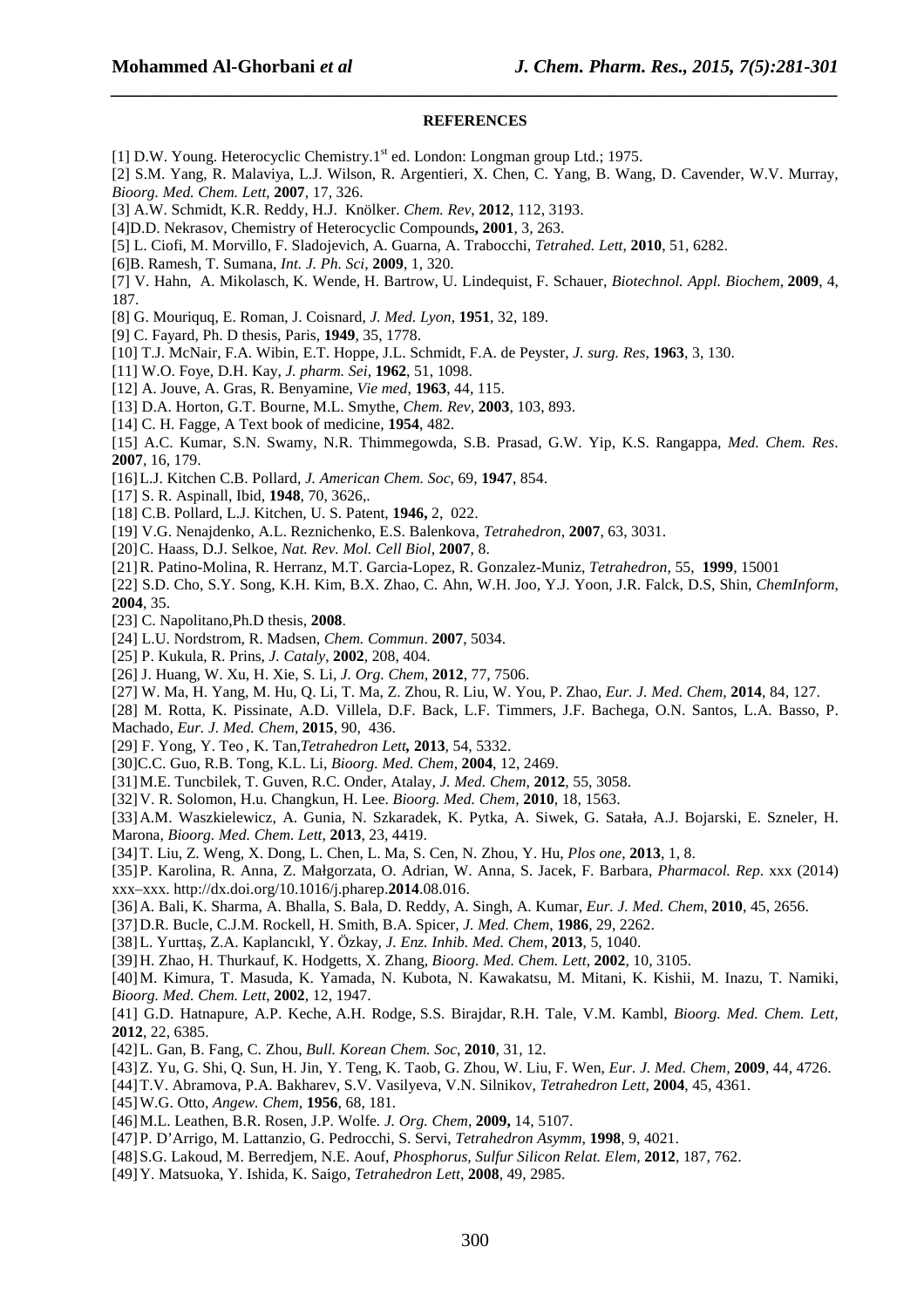## REFERENCES

[1] D.W. Young. Heterocyclic Chemistry.1st ed. London: Longman group Ltd.; 1975.

[2] S.M. Yang, R. Malaviya, L.J. Wilson, R. Argentieri, X. Chen, C. Yang, B. Wang, D. Cavender, W.V. Murray, *Bioorg. Med. Chem. Lett*, **2007**, 17, 326.

[3] A.W. Schmidt, K.R. Reddy, H.J. Knölker. *Chem. Rev*, **2012**, 112, 3193.

[4]D.D. Nekrasov, Chemistry of Heterocyclic Compounds**, 2001**, 3, 263.

[5] L. Ciofi, M. Morvillo, F. Sladojevich, A. Guarna, A. Trabocchi, *Tetrahed. Lett*, **2010**, 51, 6282.

[6]B. Ramesh, T. Sumana, *Int. J. Ph. Sci*, **2009**, 1, 320.

[7] V. Hahn, A. Mikolasch, K. Wende, H. Bartrow, U. Lindequist, F. Schauer, *Biotechnol. Appl. Biochem*, **2009**, 4, 187.

[8] G. Mouriquq, E. Roman, J. Coisnard, *J. Med. Lyon*, **1951**, 32, 189.

[9] C. Fayard, Ph. D thesis, Paris, **1949**, 35, 1778.

[10] T.J. McNair, F.A. Wibin, E.T. Hoppe, J.L. Schmidt, F.A. de Peyster, *J. surg. Res*, **1963**, 3, 130.

[11] W.O. Foye, D.H. Kay, *J. pharm. Sei*, **1962**, 51, 1098.

[12] A. Jouve, A. Gras, R. Benyamine, *Vie med*, **1963**, 44, 115.

[13] D.A. Horton, G.T. Bourne, M.L. Smythe, *Chem. Rev*, **2003**, 103, 893.

[14] C. H. Fagge, A Text book of medicine, **1954**, 482.

[15] A.C. Kumar, S.N. Swamy, N.R. Thimmegowda, S.B. Prasad, G.W. Yip, K.S. Rangappa, *Med. Chem. Res*. **2007**, 16, 179.

[16] L.J. Kitchen C.B. Pollard, *J. American Chem. Soc*, 69, **1947**, 854.

[17] S. R. Aspinall, Ibid, **1948**, 70, 3626,.

[18] C.B. Pollard, L.J. Kitchen, U. S. Patent, **1946,** 2, 022.

[19] V.G. Nenajdenko, A.L. Reznichenko, E.S. Balenkova, *Tetrahedron*, **2007**, 63, 3031.

[20] C. Haass, D.J. Selkoe, *Nat. Rev. Mol. Cell Biol*, **2007**, 8.

[21] R. Patino-Molina, R. Herranz, M.T. Garcia-Lopez, R. Gonzalez-Muniz, *Tetrahedron*, 55, **1999**, 15001

[22] S.D. Cho, S.Y. Song, K.H. Kim, B.X. Zhao, C. Ahn, W.H. Joo, Y.J. Yoon, J.R. Falck, D.S, Shin, *ChemInform*, **2004**, 35.

[23] C. Napolitano,Ph.D thesis, **2008**.

[24] L.U. Nordstrom, R. Madsen, *Chem. Commun*. **2007**, 5034.

[25] P. Kukula, R. Prins, *J. Cataly*, **2002**, 208, 404.

[26] J. Huang, W. Xu, H. Xie, S. Li, *J. Org. Chem*, **2012**, 77, 7506.

[27] W. Ma, H. Yang, M. Hu, Q. Li, T. Ma, Z. Zhou, R. Liu, W. You, P. Zhao, *Eur. J. Med. Chem*, **2014**, 84, 127.

[28] M. Rotta, K. Pissinate, A.D. Villela, D.F. Back, L.F. Timmers, J.F. Bachega, O.N. Santos, L.A. Basso, P. Machado, *Eur. J. Med. Chem*, **2015**, 90, 436.

[29] F. Yong, Y. Teo , K. Tan,*Tetrahedron Lett***, 2013**, 54, 5332.

[30] C.C. Guo, R.B. Tong, K.L. Li, *Bioorg. Med. Chem*, **2004**, 12, 2469.

[31] M.E. Tuncbilek, T. Guven, R.C. Onder, Atalay, *J. Med. Chem*, **2012**, 55, 3058.

[32] V. R. Solomon, H.u. Changkun, H. Lee. *Bioorg. Med. Chem*, **2010**, 18, 1563.

[33] A.M. Waszkielewicz, A. Gunia, N. Szkaradek, K. Pytka, A. Siwek, G. Satała, A.J. Bojarski, E. Szneler, H. Marona, *Bioorg. Med. Chem. Lett*, **2013**, 23, 4419.

[34] T. Liu, Z. Weng, X. Dong, L. Chen, L. Ma, S. Cen, N. Zhou, Y. Hu, *Plos one*, **2013**, 1, 8.

[35] P. Karolina, R. Anna, Z. Małgorzata, O. Adrian, W. Anna, S. Jacek, F. Barbara, *Pharmacol. Rep*. xxx (2014) xxx–xxx. http://dx.doi.org/10.1016/j.pharep.**2014**.08.016.

[36] A. Bali, K. Sharma, A. Bhalla, S. Bala, D. Reddy, A. Singh, A. Kumar, *Eur. J. Med. Chem*, **2010**, 45, 2656.

[37] D.R. Bucle, C.J.M. Rockell, H. Smith, B.A. Spicer, *J. Med. Chem*, **1986**, 29, 2262.

[38] L. Yurttaş, Z.A. Kaplancıkl, Y. Özkay, *J. Enz. Inhib. Med. Chem*, **2013**, 5, 1040.

[39] H. Zhao, H. Thurkauf, K. Hodgetts, X. Zhang, *Bioorg. Med. Chem. Lett*, **2002**, 10, 3105.

[40] M. Kimura, T. Masuda, K. Yamada, N. Kubota, N. Kawakatsu, M. Mitani, K. Kishii, M. Inazu, T. Namiki, *Bioorg. Med. Chem. Lett*, **2002**, 12, 1947.

[41] G.D. Hatnapure, A.P. Keche, A.H. Rodge, S.S. Birajdar, R.H. Tale, V.M. Kambl, *Bioorg. Med. Chem. Lett,* **2012**, 22, 6385.

[42] L. Gan, B. Fang, C. Zhou, *Bull. Korean Chem. Soc*, **2010**, 31, 12.

[43] Z. Yu, G. Shi, Q. Sun, H. Jin, Y. Teng, K. Taob, G. Zhou, W. Liu, F. Wen, *Eur. J. Med. Chem*, **2009**, 44, 4726.

[44] T.V. Abramova, P.A. Bakharev, S.V. Vasilyeva, V.N. Silnikov, *Tetrahedron Lett*, **2004**, 45, 4361.

[45] W.G. Otto, *Angew. Chem*, **1956**, 68, 181.

[46] M.L. Leathen, B.R. Rosen, J.P. Wolfe. *J. Org. Chem*, **2009,** 14, 5107.

[47] P. D'Arrigo, M. Lattanzio, G. Pedrocchi, S. Servi, *Tetrahedron Asymm*, **1998**, 9, 4021.

[48] S.G. Lakoud, M. Berredjem, N.E. Aouf, *Phosphorus, Sulfur Silicon Relat. Elem*, **2012**, 187, 762.

[49] Y. Matsuoka, Y. Ishida, K. Saigo, *Tetrahedron Lett*, **2008**, 49, 2985.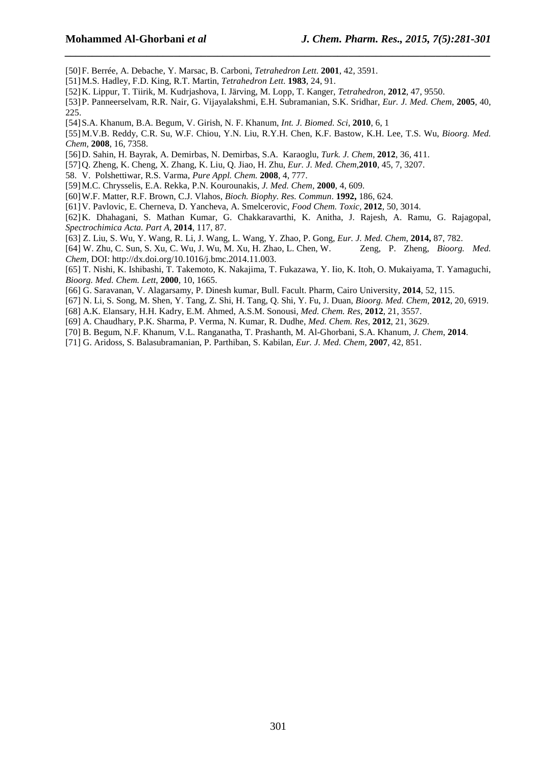[50] F. Berrée, A. Debache, Y. Marsac, B. Carboni, *Tetrahedron Lett.* **2001**, 42, 3591.

[51] M.S. Hadley, F.D. King, R.T. Martin, *Tetrahedron Lett.* **1983**, 24, 91.

[52] K. Lippur, T. Tiirik, M. Kudrjashova, I. Järving, M. Lopp, T. Kanger, *Tetrahedron*, **2012**, 47, 9550.

[53] P. Panneerselvam, R.R. Nair, G. Vijayalakshmi, E.H. Subramanian, S.K. Sridhar, *Eur. J. Med. Chem*, **2005**, 40, 225.

[54] S.A. Khanum, B.A. Begum, V. Girish, N. F. Khanum, *Int. J. Biomed. Sci*, **2010**, 6, 1

[55] M.V.B. Reddy, C.R. Su, W.F. Chiou, Y.N. Liu, R.Y.H. Chen, K.F. Bastow, K.H. Lee, T.S. Wu, *Bioorg. Med. Chem*, **2008**, 16, 7358.

[56] D. Sahin, H. Bayrak, A. Demirbas, N. Demirbas, S.A. Karaoglu, *Turk. J. Chem*, **2012**, 36, 411.

[57] Q. Zheng, K. Cheng, X. Zhang, K. Liu, Q. Jiao, H. Zhu, *Eur. J. Med. Chem*,**2010**, 45, 7, 3207.

58. V. Polshettiwar, R.S. Varma, *Pure Appl. Chem.* **2008**, 4, 777.

[59] M.C. Chrysselis, E.A. Rekka, P.N. Kourounakis, *J. Med. Chem*, **2000**, 4, 609.

[60] W.F. Matter, R.F. Brown, C.J. Vlahos, *Bioch. Biophy. Res. Commun*. **1992,** 186, 624.

[61] V. Pavlovic, E. Cherneva, D. Yancheva, A. Smelcerovic, *Food Chem. Toxic*, **2012**, 50, 3014.

[62] K. Dhahagani, S. Mathan Kumar, G. Chakkaravarthi, K. Anitha, J. Rajesh, A. Ramu, G. Rajagopal, *Spectrochimica Acta. Part A*, **2014**, 117, 87.

[63] Z. Liu, S. Wu, Y. Wang, R. Li, J. Wang, L. Wang, Y. Zhao, P. Gong, *Eur. J. Med. Chem*, **2014,** 87, 782.

[64] W. Zhu, C. Sun, S. Xu, C. Wu, J. Wu, M. Xu, H. Zhao, L. Chen, W. Zeng, P. Zheng, *Bioorg. Med. Chem*, DOI: http://dx.doi.org/10.1016/j.bmc.2014.11.003.

[65] T. Nishi, K. Ishibashi, T. Takemoto, K. Nakajima, T. Fukazawa, Y. Iio, K. Itoh, O. Mukaiyama, T. Yamaguchi, *Bioorg. Med. Chem. Lett*, **2000**, 10, 1665.

[66] G. Saravanan, V. Alagarsamy, P. Dinesh kumar, Bull. Facult. Pharm, Cairo University, **2014**, 52, 115.

[67] N. Li, S. Song, M. Shen, Y. Tang, Z. Shi, H. Tang, Q. Shi, Y. Fu, J. Duan, *Bioorg. Med. Chem*, **2012**, 20, 6919.

[68] A.K. Elansary, H.H. Kadry, E.M. Ahmed, A.S.M. Sonousi, *Med. Chem. Res*, **2012**, 21, 3557.

[69] A. Chaudhary, P.K. Sharma, P. Verma, N. Kumar, R. Dudhe, *Med. Chem. Res*, **2012**, 21, 3629.

[70] B. Begum, N.F. Khanum, V.L. Ranganatha, T. Prashanth, M. Al-Ghorbani, S.A. Khanum, *J. Chem*, **2014**.

[71] G. Aridoss, S. Balasubramanian, P. Parthiban, S. Kabilan, *Eur. J. Med. Chem*, **2007**, 42, 851.